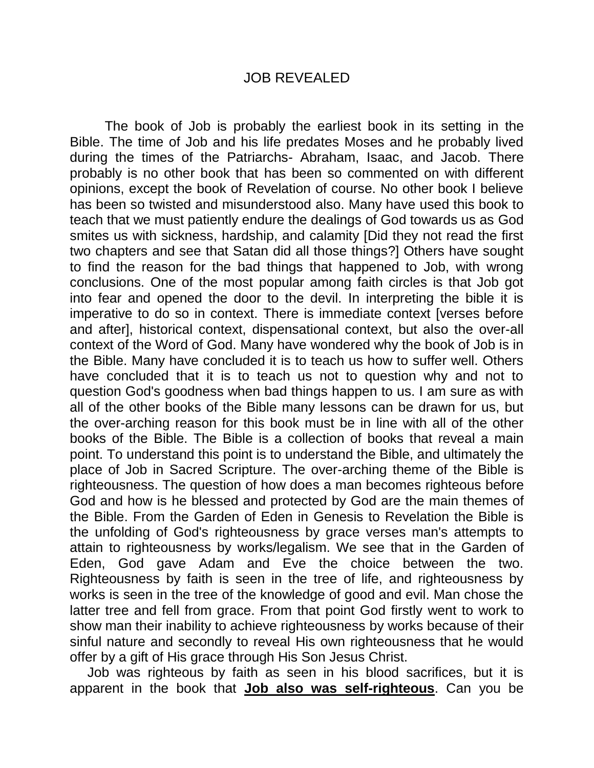# JOB REVEALED

The book of Job is probably the earliest book in its setting in the Bible. The time of Job and his life predates Moses and he probably lived during the times of the Patriarchs- Abraham, Isaac, and Jacob. There probably is no other book that has been so commented on with different opinions, except the book of Revelation of course. No other book I believe has been so twisted and misunderstood also. Many have used this book to teach that we must patiently endure the dealings of God towards us as God smites us with sickness, hardship, and calamity [Did they not read the first two chapters and see that Satan did all those things?] Others have sought to find the reason for the bad things that happened to Job, with wrong conclusions. One of the most popular among faith circles is that Job got into fear and opened the door to the devil. In interpreting the bible it is imperative to do so in context. There is immediate context [verses before and after], historical context, dispensational context, but also the over-all context of the Word of God. Many have wondered why the book of Job is in the Bible. Many have concluded it is to teach us how to suffer well. Others have concluded that it is to teach us not to question why and not to question God's goodness when bad things happen to us. I am sure as with all of the other books of the Bible many lessons can be drawn for us, but the over-arching reason for this book must be in line with all of the other books of the Bible. The Bible is a collection of books that reveal a main point. To understand this point is to understand the Bible, and ultimately the place of Job in Sacred Scripture. The over-arching theme of the Bible is righteousness. The question of how does a man becomes righteous before God and how is he blessed and protected by God are the main themes of the Bible. From the Garden of Eden in Genesis to Revelation the Bible is the unfolding of God's righteousness by grace verses man's attempts to attain to righteousness by works/legalism. We see that in the Garden of Eden, God gave Adam and Eve the choice between the two. Righteousness by faith is seen in the tree of life, and righteousness by works is seen in the tree of the knowledge of good and evil. Man chose the latter tree and fell from grace. From that point God firstly went to work to show man their inability to achieve righteousness by works because of their sinful nature and secondly to reveal His own righteousness that he would offer by a gift of His grace through His Son Jesus Christ.

Job was righteous by faith as seen in his blood sacrifices, but it is apparent in the book that **Job also was self-righteous**. Can you be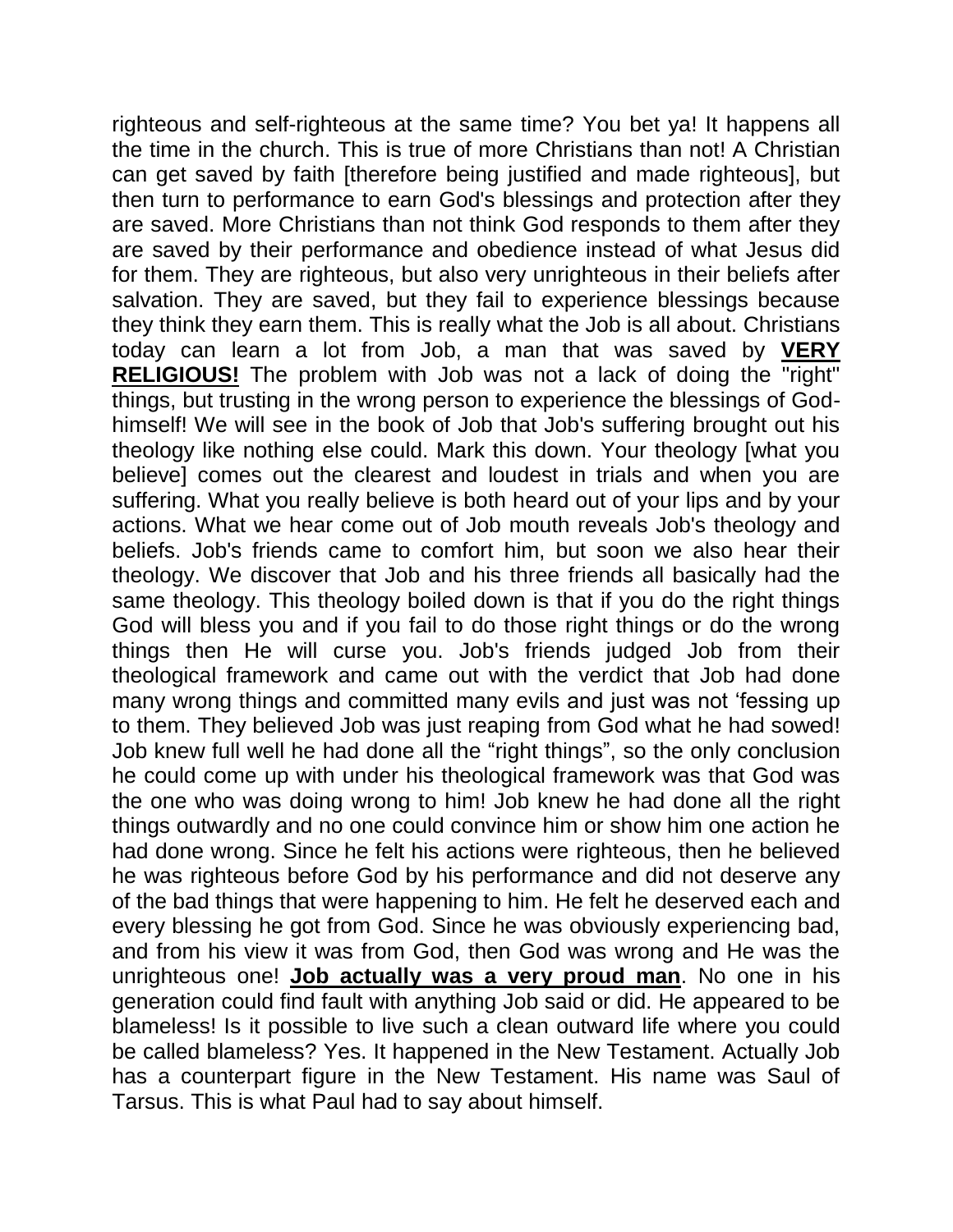righteous and self-righteous at the same time? You bet ya! It happens all the time in the church. This is true of more Christians than not! A Christian can get saved by faith [therefore being justified and made righteous], but then turn to performance to earn God's blessings and protection after they are saved. More Christians than not think God responds to them after they are saved by their performance and obedience instead of what Jesus did for them. They are righteous, but also very unrighteous in their beliefs after salvation. They are saved, but they fail to experience blessings because they think they earn them. This is really what the Job is all about. Christians today can learn a lot from Job, a man that was saved by **VERY RELIGIOUS!** The problem with Job was not a lack of doing the "right" things, but trusting in the wrong person to experience the blessings of God-himself! We will see in the book of Job that Job's suffering brought out his theology like nothing else could. Mark this down. Your theology [what you believe] comes out the clearest and loudest in trials and when you are suffering. What you really believe is both heard out of your lips and by your actions. What we hear come out of Job mouth reveals Job's theology and beliefs. Job's friends came to comfort him, but soon we also hear their theology. We discover that Job and his three friends all basically had the same theology. This theology boiled down is that if you do the right things God will bless you and if you fail to do those right things or do the wrong things then He will curse you. Job's friends judged Job from their theological framework and came out with the verdict that Job had done many wrong things and committed many evils and just was not 'fessing up to them. They believed Job was just reaping from God what he had sowed! Job knew full well he had done all the "right things", so the only conclusion he could come up with under his theological framework was that God was the one who was doing wrong to him! Job knew he had done all the right things outwardly and no one could convince him or show him one action he had done wrong. Since he felt his actions were righteous, then he believed he was righteous before God by his performance and did not deserve any of the bad things that were happening to him. He felt he deserved each and every blessing he got from God. Since he was obviously experiencing bad, and from his view it was from God, then God was wrong and He was the unrighteous one! **Job actually was a very proud man**. No one in his generation could find fault with anything Job said or did. He appeared to be blameless! Is it possible to live such a clean outward life where you could be called blameless? Yes. It happened in the New Testament. Actually Job has a counterpart figure in the New Testament. His name was Saul of Tarsus. This is what Paul had to say about himself.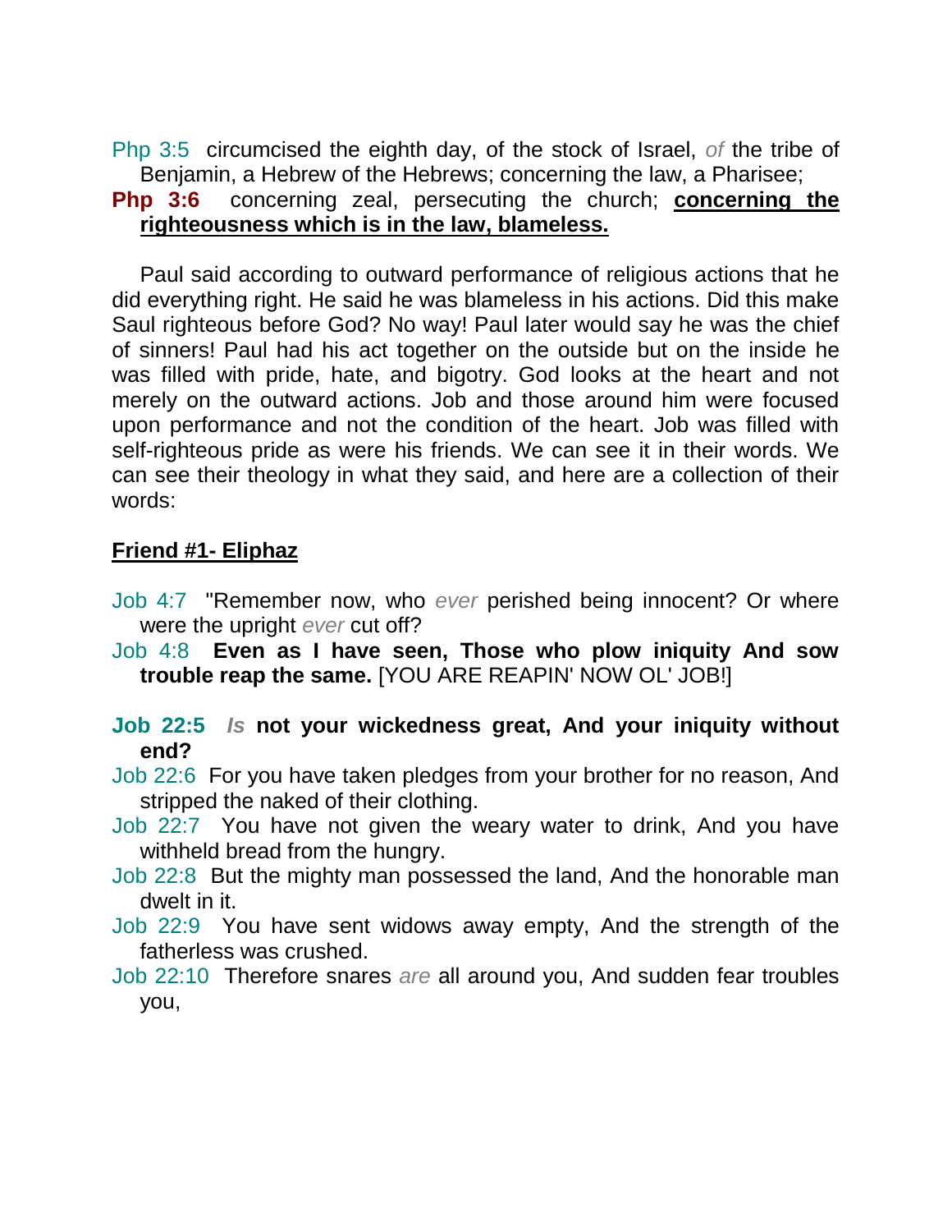Php 3:5 circumcised the eighth day, of the stock of Israel, *of* the tribe of Benjamin, a Hebrew of the Hebrews; concerning the law, a Pharisee;

**Php 3:6** concerning zeal, persecuting the church; **concerning the righteousness which is in the law, blameless.**

Paul said according to outward performance of religious actions that he did everything right. He said he was blameless in his actions. Did this make Saul righteous before God? No way! Paul later would say he was the chief of sinners! Paul had his act together on the outside but on the inside he was filled with pride, hate, and bigotry. God looks at the heart and not merely on the outward actions. Job and those around him were focused upon performance and not the condition of the heart. Job was filled with self-righteous pride as were his friends. We can see it in their words. We can see their theology in what they said, and here are a collection of their words:

**Friend #1- Eliphaz**

Job 4:7 "Remember now, who *ever* perished being innocent? Or where were the upright *ever* cut off?

Job 4:8 **Even as I have seen, Those who plow iniquity And sow trouble reap the same.** [YOU ARE REAPIN' NOW OL' JOB!]

**Job 22:5** ***Is*** **not your wickedness great, And your iniquity without end?**

Job 22:6 For you have taken pledges from your brother for no reason, And stripped the naked of their clothing.

Job 22:7 You have not given the weary water to drink, And you have withheld bread from the hungry.

Job 22:8 But the mighty man possessed the land, And the honorable man dwelt in it.

Job 22:9 You have sent widows away empty, And the strength of the fatherless was crushed.

Job 22:10 Therefore snares *are* all around you, And sudden fear troubles you,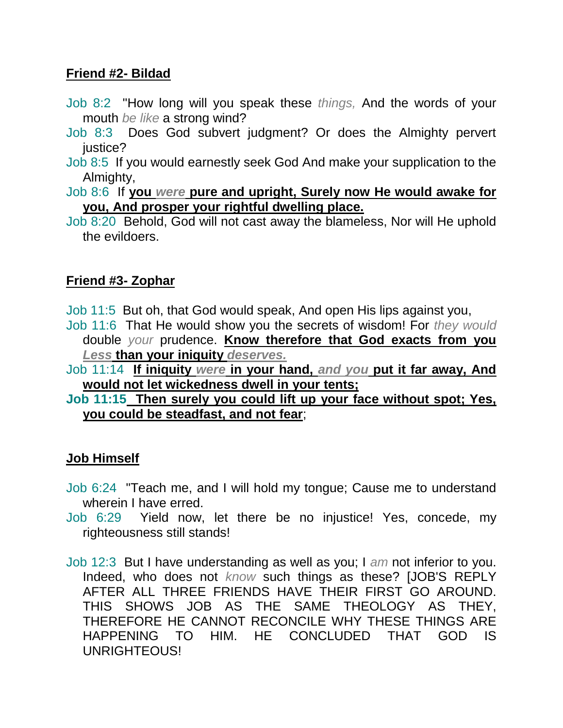**Friend #2- Bildad**

Job 8:2 "How long will you speak these *things,* And the words of your mouth *be like* a strong wind?

Job 8:3 Does God subvert judgment? Or does the Almighty pervert justice?

Job 8:5 If you would earnestly seek God And make your supplication to the Almighty,

Job 8:6 If **you *were* pure and upright, Surely now He would awake for you, And prosper your rightful dwelling place.**

Job 8:20 Behold, God will not cast away the blameless, Nor will He uphold the evildoers.

**Friend #3- Zophar**

Job 11:5 But oh, that God would speak, And open His lips against you,

Job 11:6 That He would show you the secrets of wisdom! For *they would* double *your* prudence. **Know therefore that God exacts from you *Less* than your iniquity *deserves.***

Job 11:14 **If iniquity *were* in your hand, *and you* put it far away, And would not let wickedness dwell in your tents;**

**Job 11:15 Then surely you could lift up your face without spot; Yes, you could be steadfast, and not fear**;

**Job Himself**

Job 6:24 "Teach me, and I will hold my tongue; Cause me to understand wherein I have erred.

Job 6:29 Yield now, let there be no injustice! Yes, concede, my righteousness still stands!

Job 12:3 But I have understanding as well as you; I *am* not inferior to you. Indeed, who does not *know* such things as these? [JOB'S REPLY AFTER ALL THREE FRIENDS HAVE THEIR FIRST GO AROUND. THIS SHOWS JOB AS THE SAME THEOLOGY AS THEY, THEREFORE HE CANNOT RECONCILE WHY THESE THINGS ARE HAPPENING TO HIM. HE CONCLUDED THAT GOD IS UNRIGHTEOUS!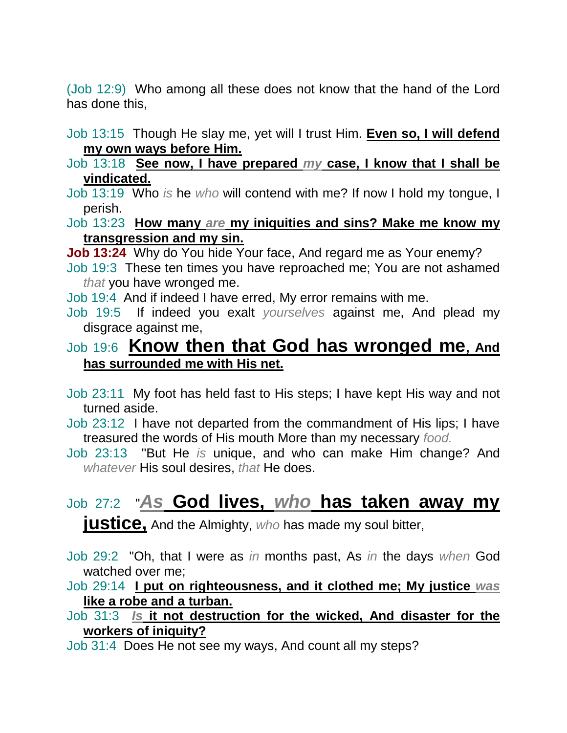(Job 12:9) Who among all these does not know that the hand of the Lord has done this,

Job 13:15 Though He slay me, yet will I trust Him. **Even so, I will defend my own ways before Him.**

Job 13:18 **See now, I have prepared *my* case, I know that I shall be vindicated.**

Job 13:19 Who *is* he *who* will contend with me? If now I hold my tongue, I perish.

Job 13:23 **How many *are* my iniquities and sins? Make me know my transgression and my sin.**

**Job 13:24** Why do You hide Your face, And regard me as Your enemy?

Job 19:3 These ten times you have reproached me; You are not ashamed *that* you have wronged me.

Job 19:4 And if indeed I have erred, My error remains with me.

Job 19:5 If indeed you exalt *yourselves* against me, And plead my disgrace against me,

Job 19:6 **Know then that God has wronged me, And has surrounded me with His net.**

Job 23:11 My foot has held fast to His steps; I have kept His way and not turned aside.

Job 23:12 I have not departed from the commandment of His lips; I have treasured the words of His mouth More than my necessary *food.*

Job 23:13 "But He *is* unique, and who can make Him change? And *whatever* His soul desires, *that* He does.

Job 27:2 "***As* God lives, *who* has taken away my justice,** And the Almighty, *who* has made my soul bitter,

Job 29:2 "Oh, that I were as *in* months past, As *in* the days *when* God watched over me;

Job 29:14 **I put on righteousness, and it clothed me; My justice *was* like a robe and a turban.**

Job 31:3 ***Is* it not destruction for the wicked, And disaster for the workers of iniquity?**

Job 31:4 Does He not see my ways, And count all my steps?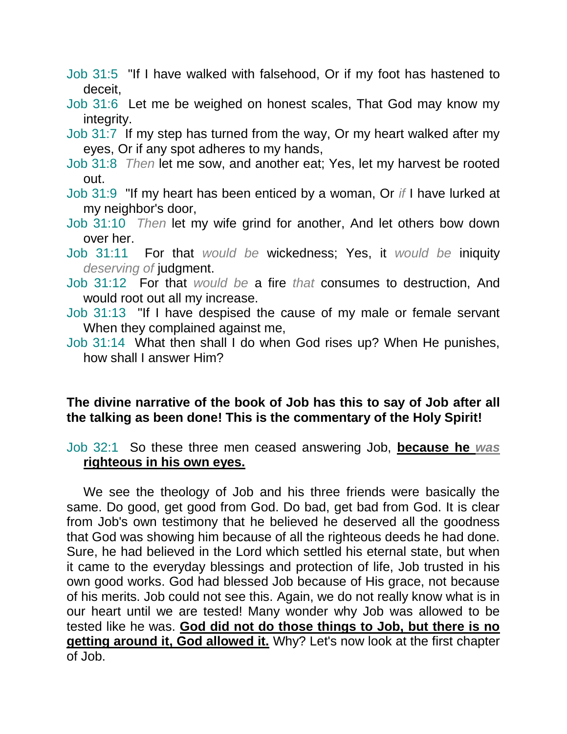Job 31:5 "If I have walked with falsehood, Or if my foot has hastened to deceit,

Job 31:6 Let me be weighed on honest scales, That God may know my integrity.

Job 31:7 If my step has turned from the way, Or my heart walked after my eyes, Or if any spot adheres to my hands,

Job 31:8 *Then* let me sow, and another eat; Yes, let my harvest be rooted out.

Job 31:9 "If my heart has been enticed by a woman, Or *if* I have lurked at my neighbor's door,

Job 31:10 *Then* let my wife grind for another, And let others bow down over her.

Job 31:11 For that *would be* wickedness; Yes, it *would be* iniquity *deserving of* judgment.

Job 31:12 For that *would be* a fire *that* consumes to destruction, And would root out all my increase.

Job 31:13 "If I have despised the cause of my male or female servant When they complained against me,

Job 31:14 What then shall I do when God rises up? When He punishes, how shall I answer Him?

**The divine narrative of the book of Job has this to say of Job after all the talking as been done! This is the commentary of the Holy Spirit!**

Job 32:1 So these three men ceased answering Job, **because he *was* righteous in his own eyes.**

We see the theology of Job and his three friends were basically the same. Do good, get good from God. Do bad, get bad from God. It is clear from Job's own testimony that he believed he deserved all the goodness that God was showing him because of all the righteous deeds he had done. Sure, he had believed in the Lord which settled his eternal state, but when it came to the everyday blessings and protection of life, Job trusted in his own good works. God had blessed Job because of His grace, not because of his merits. Job could not see this. Again, we do not really know what is in our heart until we are tested! Many wonder why Job was allowed to be tested like he was. **God did not do those things to Job, but there is no getting around it, God allowed it.** Why? Let's now look at the first chapter of Job.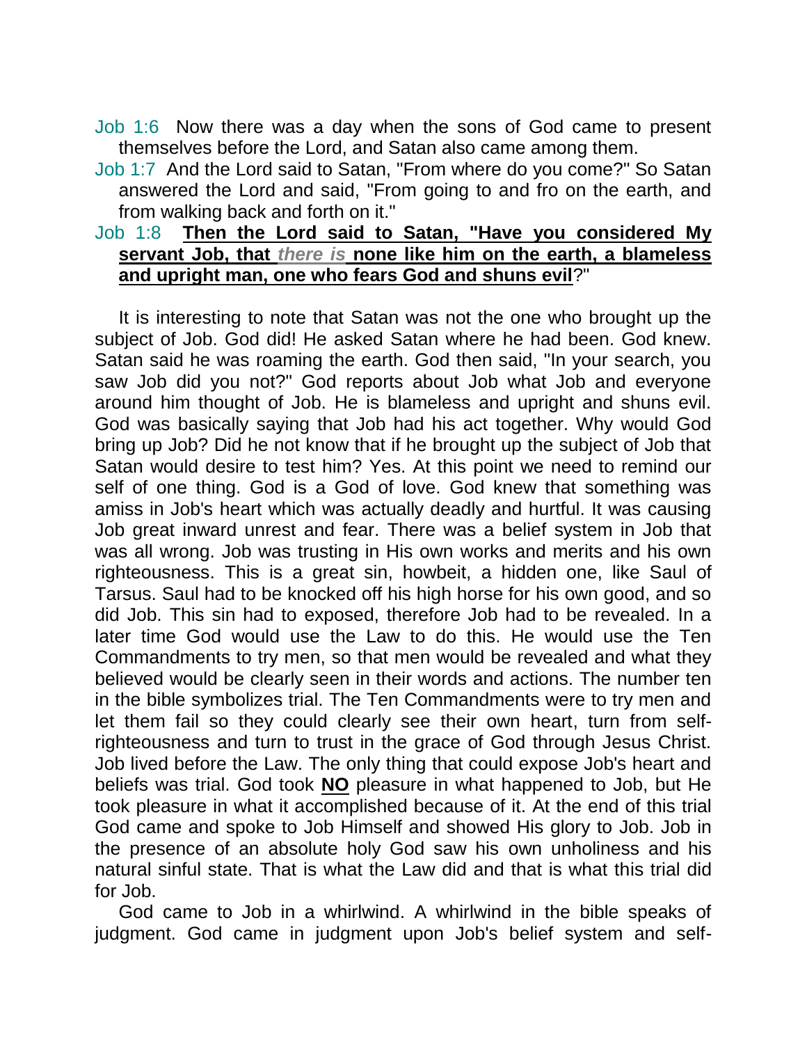Job 1:6 Now there was a day when the sons of God came to present themselves before the Lord, and Satan also came among them.

Job 1:7 And the Lord said to Satan, "From where do you come?" So Satan answered the Lord and said, "From going to and fro on the earth, and from walking back and forth on it."

Job 1:8 **Then the Lord said to Satan, "Have you considered My servant Job, that *there is* none like him on the earth, a blameless and upright man, one who fears God and shuns evil**?"

It is interesting to note that Satan was not the one who brought up the subject of Job. God did! He asked Satan where he had been. God knew. Satan said he was roaming the earth. God then said, "In your search, you saw Job did you not?" God reports about Job what Job and everyone around him thought of Job. He is blameless and upright and shuns evil. God was basically saying that Job had his act together. Why would God bring up Job? Did he not know that if he brought up the subject of Job that Satan would desire to test him? Yes. At this point we need to remind our self of one thing. God is a God of love. God knew that something was amiss in Job's heart which was actually deadly and hurtful. It was causing Job great inward unrest and fear. There was a belief system in Job that was all wrong. Job was trusting in His own works and merits and his own righteousness. This is a great sin, howbeit, a hidden one, like Saul of Tarsus. Saul had to be knocked off his high horse for his own good, and so did Job. This sin had to exposed, therefore Job had to be revealed. In a later time God would use the Law to do this. He would use the Ten Commandments to try men, so that men would be revealed and what they believed would be clearly seen in their words and actions. The number ten in the bible symbolizes trial. The Ten Commandments were to try men and let them fail so they could clearly see their own heart, turn from self-righteousness and turn to trust in the grace of God through Jesus Christ. Job lived before the Law. The only thing that could expose Job's heart and beliefs was trial. God took **NO** pleasure in what happened to Job, but He took pleasure in what it accomplished because of it. At the end of this trial God came and spoke to Job Himself and showed His glory to Job. Job in the presence of an absolute holy God saw his own unholiness and his natural sinful state. That is what the Law did and that is what this trial did for Job.

God came to Job in a whirlwind. A whirlwind in the bible speaks of judgment. God came in judgment upon Job's belief system and self-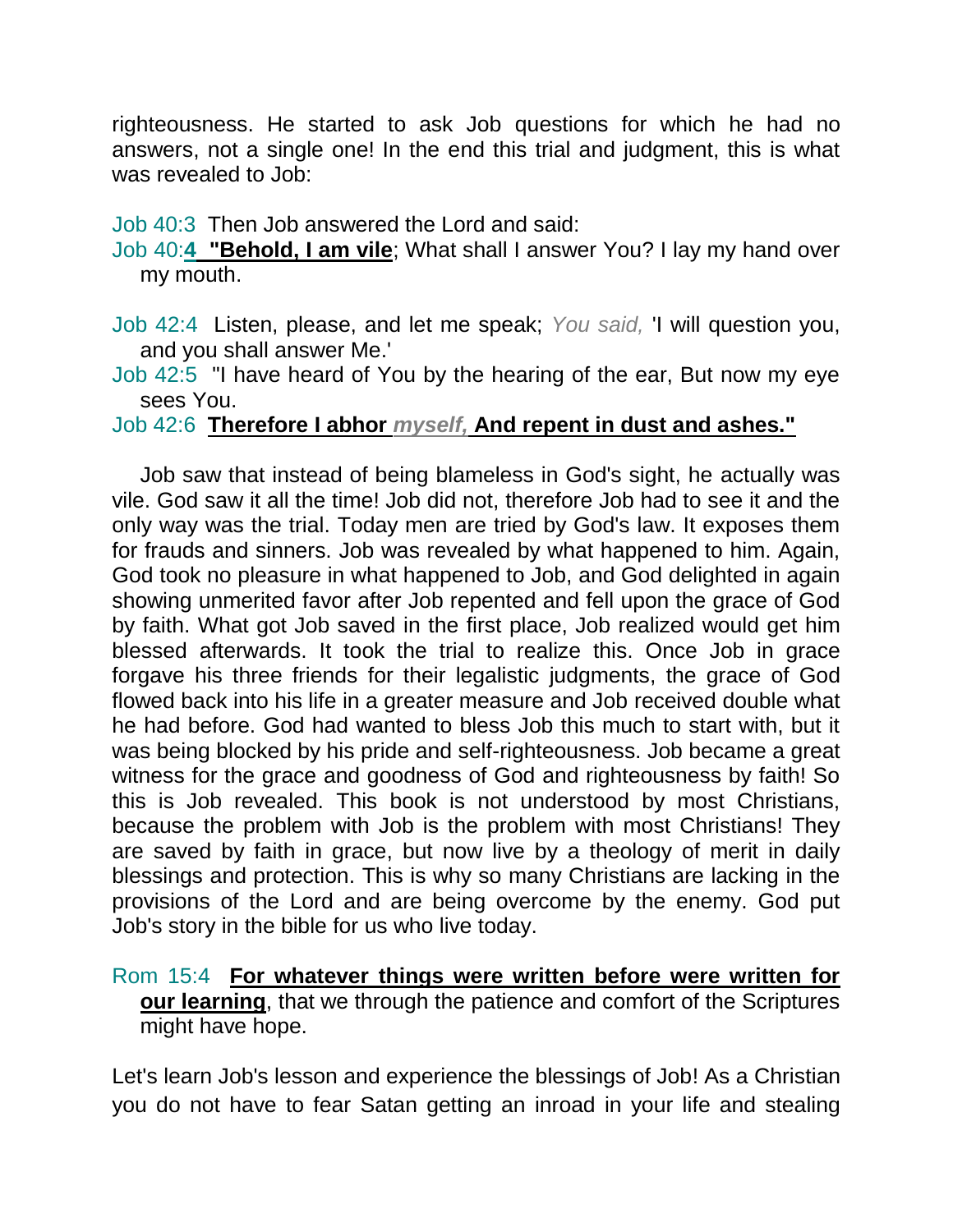righteousness. He started to ask Job questions for which he had no answers, not a single one! In the end this trial and judgment, this is what was revealed to Job:

Job 40:3 Then Job answered the Lord and said:
Job 40:**4** **"Behold, I am vile**; What shall I answer You? I lay my hand over my mouth.

Job 42:4 Listen, please, and let me speak; *You said,* 'I will question you, and you shall answer Me.'
Job 42:5 "I have heard of You by the hearing of the ear, But now my eye sees You.
Job 42:6 **Therefore I abhor *myself,* And repent in dust and ashes."**

Job saw that instead of being blameless in God's sight, he actually was vile. God saw it all the time! Job did not, therefore Job had to see it and the only way was the trial. Today men are tried by God's law. It exposes them for frauds and sinners. Job was revealed by what happened to him. Again, God took no pleasure in what happened to Job, and God delighted in again showing unmerited favor after Job repented and fell upon the grace of God by faith. What got Job saved in the first place, Job realized would get him blessed afterwards. It took the trial to realize this. Once Job in grace forgave his three friends for their legalistic judgments, the grace of God flowed back into his life in a greater measure and Job received double what he had before. God had wanted to bless Job this much to start with, but it was being blocked by his pride and self-righteousness. Job became a great witness for the grace and goodness of God and righteousness by faith! So this is Job revealed. This book is not understood by most Christians, because the problem with Job is the problem with most Christians! They are saved by faith in grace, but now live by a theology of merit in daily blessings and protection. This is why so many Christians are lacking in the provisions of the Lord and are being overcome by the enemy. God put Job's story in the bible for us who live today.

Rom 15:4 **For whatever things were written before were written for our learning**, that we through the patience and comfort of the Scriptures might have hope.

Let's learn Job's lesson and experience the blessings of Job! As a Christian you do not have to fear Satan getting an inroad in your life and stealing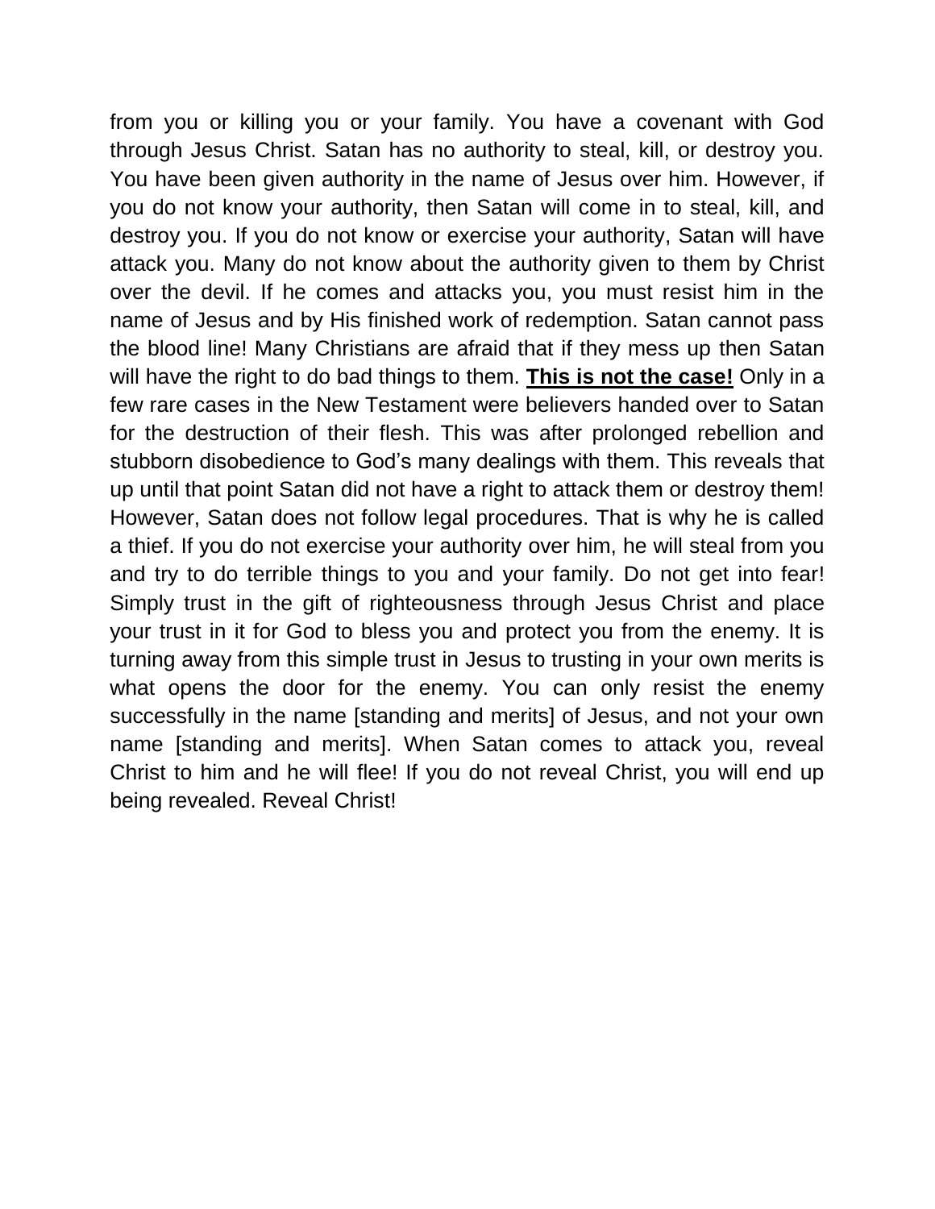from you or killing you or your family. You have a covenant with God through Jesus Christ. Satan has no authority to steal, kill, or destroy you. You have been given authority in the name of Jesus over him. However, if you do not know your authority, then Satan will come in to steal, kill, and destroy you. If you do not know or exercise your authority, Satan will have attack you. Many do not know about the authority given to them by Christ over the devil. If he comes and attacks you, you must resist him in the name of Jesus and by His finished work of redemption. Satan cannot pass the blood line! Many Christians are afraid that if they mess up then Satan will have the right to do bad things to them. <u>**This is not the case!**</u> Only in a few rare cases in the New Testament were believers handed over to Satan for the destruction of their flesh. This was after prolonged rebellion and stubborn disobedience to God's many dealings with them. This reveals that up until that point Satan did not have a right to attack them or destroy them! However, Satan does not follow legal procedures. That is why he is called a thief. If you do not exercise your authority over him, he will steal from you and try to do terrible things to you and your family. Do not get into fear! Simply trust in the gift of righteousness through Jesus Christ and place your trust in it for God to bless you and protect you from the enemy. It is turning away from this simple trust in Jesus to trusting in your own merits is what opens the door for the enemy. You can only resist the enemy successfully in the name [standing and merits] of Jesus, and not your own name [standing and merits]. When Satan comes to attack you, reveal Christ to him and he will flee! If you do not reveal Christ, you will end up being revealed. Reveal Christ!